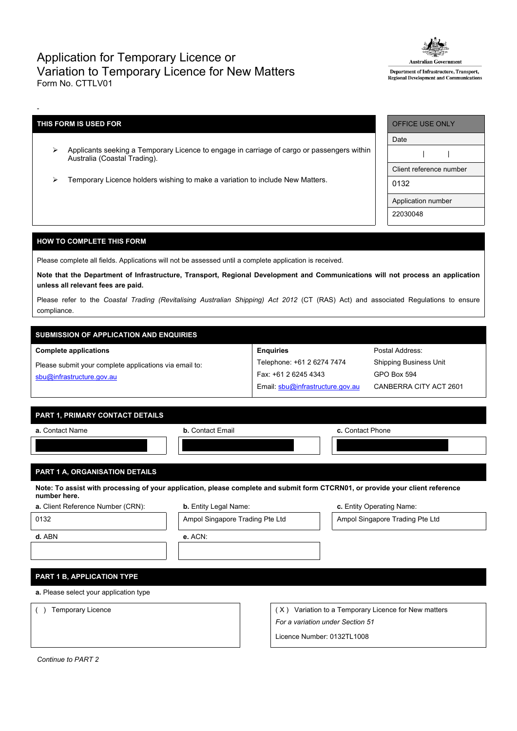# Application for Temporary Licence or Variation to Temporary Licence for New Matters

Form No. CTTLV01

Australian Government
Department of Infrastructure, Transport, Regional Development and Communications

-

| THIS FORM IS USED FOR |
| --- |
| ➢ Applicants seeking a Temporary Licence to engage in carriage of cargo or passengers within Australia (Coastal Trading). |
| ➢ Temporary Licence holders wishing to make a variation to include New Matters. |

| OFFICE USE ONLY |
| --- |
| Date |
| \| \| |
| Client reference number |
| 0132 |
| Application number |
| 22030048 |

## HOW TO COMPLETE THIS FORM

Please complete all fields. Applications will not be assessed until a complete application is received.

**Note that the Department of Infrastructure, Transport, Regional Development and Communications will not process an application unless all relevant fees are paid.**

Please refer to the *Coastal Trading (Revitalising Australian Shipping) Act 2012* (CT (RAS) Act) and associated Regulations to ensure compliance.

## SUBMISSION OF APPLICATION AND ENQUIRIES

| **Complete applications** | **Enquiries** | Postal Address: |
| --- | --- | --- |
| Please submit your complete applications via email to: sbu@infrastructure.gov.au | Telephone: +61 2 6274 7474 | Shipping Business Unit |
| | Fax: +61 2 6245 4343 | GPO Box 594 |
| | Email: sbu@infrastructure.gov.au | CANBERRA CITY ACT 2601 |

## PART 1, PRIMARY CONTACT DETAILS

| **a.** Contact Name | **b.** Contact Email | **c.** Contact Phone |
| --- | --- | --- |
| [redacted] | [redacted] | [redacted] |

## PART 1 A, ORGANISATION DETAILS

**Note: To assist with processing of your application, please complete and submit form CTCRN01, or provide your client reference number here.**

| **a.** Client Reference Number (CRN): | **b.** Entity Legal Name: | **c.** Entity Operating Name: |
| --- | --- | --- |
| 0132 | Ampol Singapore Trading Pte Ltd | Ampol Singapore Trading Pte Ltd |
| **d.** ABN | **e.** ACN: | |
| | | |

## PART 1 B, APPLICATION TYPE

**a.** Please select your application type

| ( ) Temporary Licence | ( X ) Variation to a Temporary Licence for New matters<br>*For a variation under Section 51*<br>Licence Number: 0132TL1008 |
| --- | --- |

*Continue to PART 2*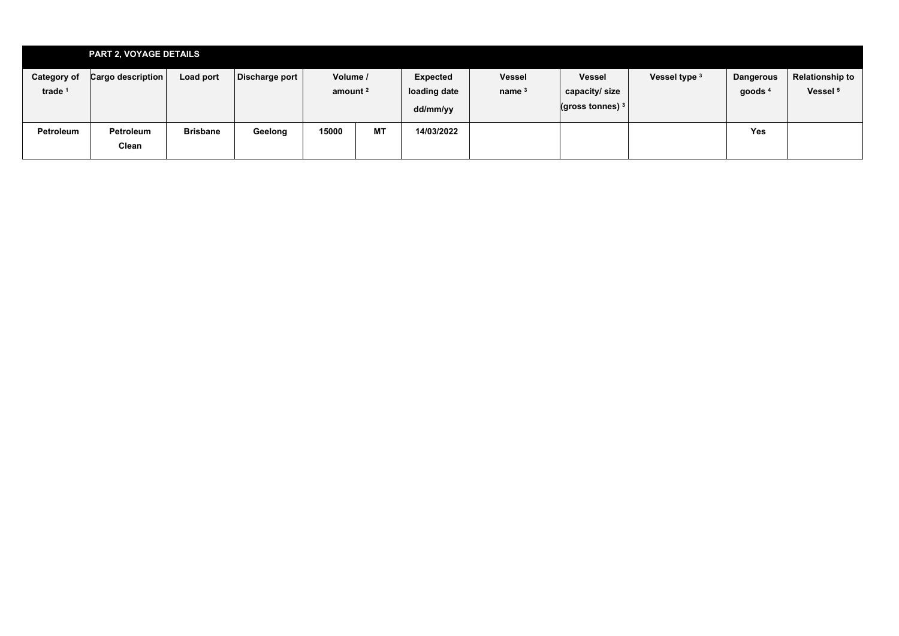| PART 2, VOYAGE DETAILS | | | | | | | | | | | |
|---|---|---|---|---|---|---|---|---|---|---|---|
| Category of trade [1] | Cargo description | Load port | Discharge port | Volume / amount [2] | | Expected loading date dd/mm/yy | Vessel name [3] | Vessel capacity/ size (gross tonnes) [3] | Vessel type [3] | Dangerous goods [4] | Relationship to Vessel [5] |
| Petroleum | Petroleum Clean | Brisbane | Geelong | 15000 | MT | 14/03/2022 | | | | Yes | |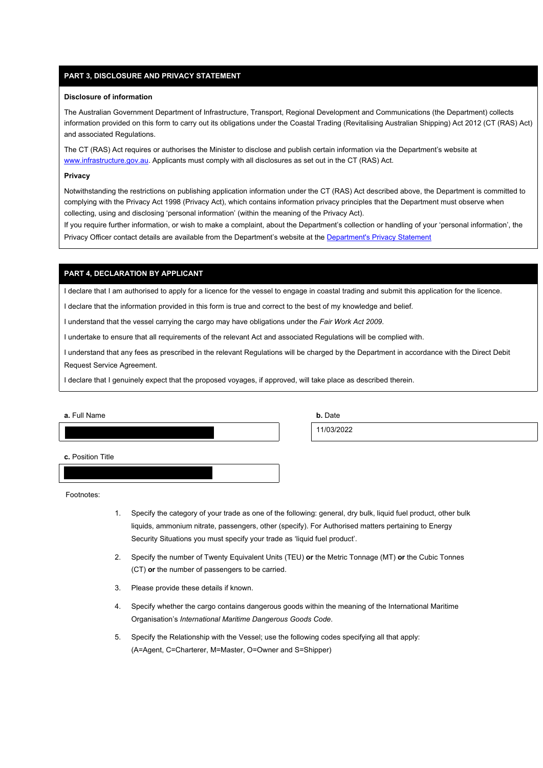## PART 3, DISCLOSURE AND PRIVACY STATEMENT

**Disclosure of information**

The Australian Government Department of Infrastructure, Transport, Regional Development and Communications (the Department) collects information provided on this form to carry out its obligations under the Coastal Trading (Revitalising Australian Shipping) Act 2012 (CT (RAS) Act) and associated Regulations.

The CT (RAS) Act requires or authorises the Minister to disclose and publish certain information via the Department's website at www.infrastructure.gov.au. Applicants must comply with all disclosures as set out in the CT (RAS) Act.

**Privacy**

Notwithstanding the restrictions on publishing application information under the CT (RAS) Act described above, the Department is committed to complying with the Privacy Act 1998 (Privacy Act), which contains information privacy principles that the Department must observe when collecting, using and disclosing 'personal information' (within the meaning of the Privacy Act).

If you require further information, or wish to make a complaint, about the Department's collection or handling of your 'personal information', the Privacy Officer contact details are available from the Department's website at the Department's Privacy Statement

## PART 4, DECLARATION BY APPLICANT

I declare that I am authorised to apply for a licence for the vessel to engage in coastal trading and submit this application for the licence.

I declare that the information provided in this form is true and correct to the best of my knowledge and belief.

I understand that the vessel carrying the cargo may have obligations under the *Fair Work Act 2009*.

I undertake to ensure that all requirements of the relevant Act and associated Regulations will be complied with.

I understand that any fees as prescribed in the relevant Regulations will be charged by the Department in accordance with the Direct Debit Request Service Agreement.

I declare that I genuinely expect that the proposed voyages, if approved, will take place as described therein.

**a.** Full Name

[REDACTED]

**b.** Date

11/03/2022

**c.** Position Title

[REDACTED]

Footnotes:

1. Specify the category of your trade as one of the following: general, dry bulk, liquid fuel product, other bulk liquids, ammonium nitrate, passengers, other (specify). For Authorised matters pertaining to Energy Security Situations you must specify your trade as 'liquid fuel product'.
2. Specify the number of Twenty Equivalent Units (TEU) **or** the Metric Tonnage (MT) **or** the Cubic Tonnes (CT) **or** the number of passengers to be carried.
3. Please provide these details if known.
4. Specify whether the cargo contains dangerous goods within the meaning of the International Maritime Organisation's *International Maritime Dangerous Goods Code*.
5. Specify the Relationship with the Vessel; use the following codes specifying all that apply: (A=Agent, C=Charterer, M=Master, O=Owner and S=Shipper)